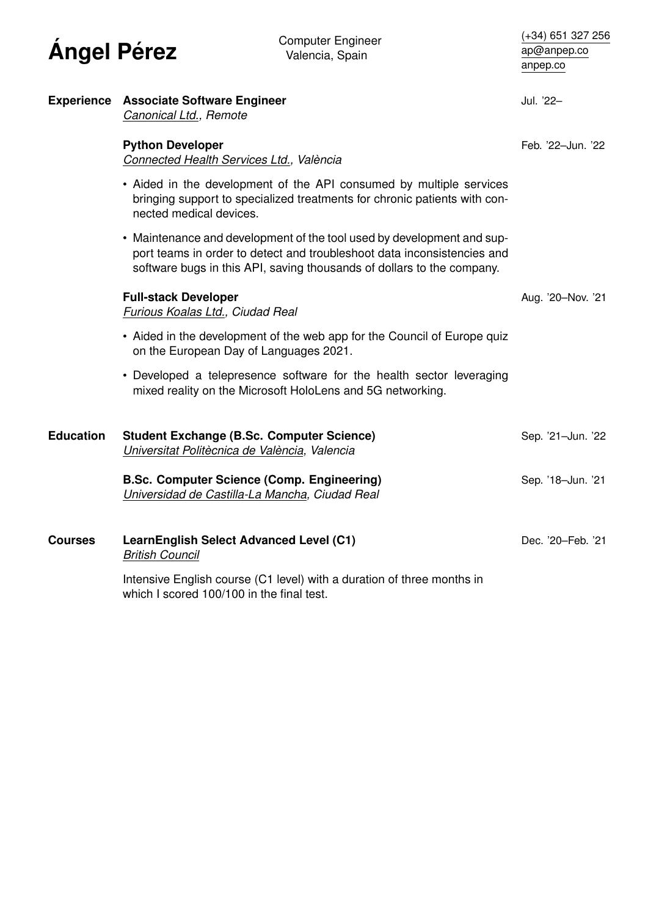# Ángel Pérez

Computer Engineer
Valencia, Spain

(+34) 651 327 256
ap@anpep.co
anpep.co

## Experience

**Associate Software Engineer** — Jul. '22–
*Canonical Ltd., Remote*

**Python Developer** — Feb. '22–Jun. '22
*Connected Health Services Ltd., València*

- Aided in the development of the API consumed by multiple services bringing support to specialized treatments for chronic patients with connected medical devices.
- Maintenance and development of the tool used by development and support teams in order to detect and troubleshoot data inconsistencies and software bugs in this API, saving thousands of dollars to the company.

**Full-stack Developer** — Aug. '20–Nov. '21
*Furious Koalas Ltd., Ciudad Real*

- Aided in the development of the web app for the Council of Europe quiz on the European Day of Languages 2021.
- Developed a telepresence software for the health sector leveraging mixed reality on the Microsoft HoloLens and 5G networking.

## Education

**Student Exchange (B.Sc. Computer Science)** — Sep. '21–Jun. '22
*Universitat Politècnica de València, Valencia*

**B.Sc. Computer Science (Comp. Engineering)** — Sep. '18–Jun. '21
*Universidad de Castilla-La Mancha, Ciudad Real*

## Courses

**LearnEnglish Select Advanced Level (C1)** — Dec. '20–Feb. '21
*British Council*

Intensive English course (C1 level) with a duration of three months in which I scored 100/100 in the final test.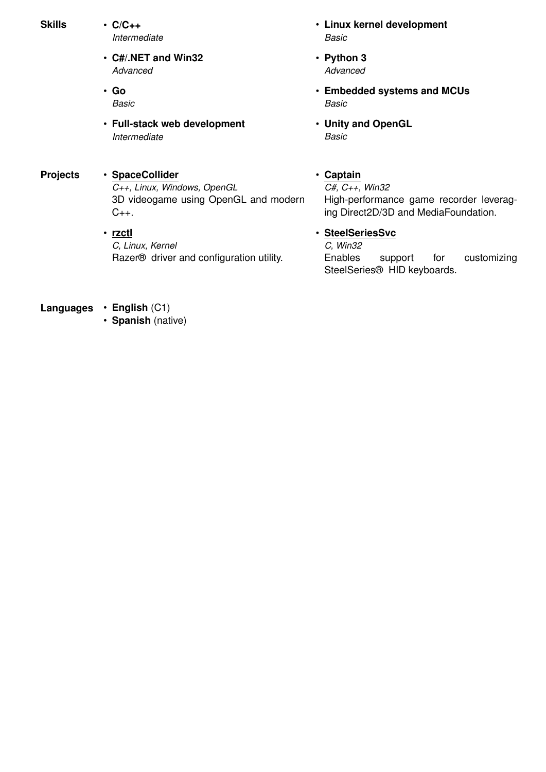## Skills

- **C/C++**
  *Intermediate*
- **C#/.NET and Win32**
  *Advanced*
- **Go**
  *Basic*
- **Full-stack web development**
  *Intermediate*
- **Linux kernel development**
  *Basic*
- **Python 3**
  *Advanced*
- **Embedded systems and MCUs**
  *Basic*
- **Unity and OpenGL**
  *Basic*

## Projects

- **SpaceCollider**
  *C++, Linux, Windows, OpenGL*
  3D videogame using OpenGL and modern C++.
- **rzctl**
  *C, Linux, Kernel*
  Razer® driver and configuration utility.
- **Captain**
  *C#, C++, Win32*
  High-performance game recorder leveraging Direct2D/3D and MediaFoundation.
- **SteelSeriesSvc**
  *C, Win32*
  Enables support for customizing SteelSeries® HID keyboards.

## Languages

- **English** (C1)
- **Spanish** (native)